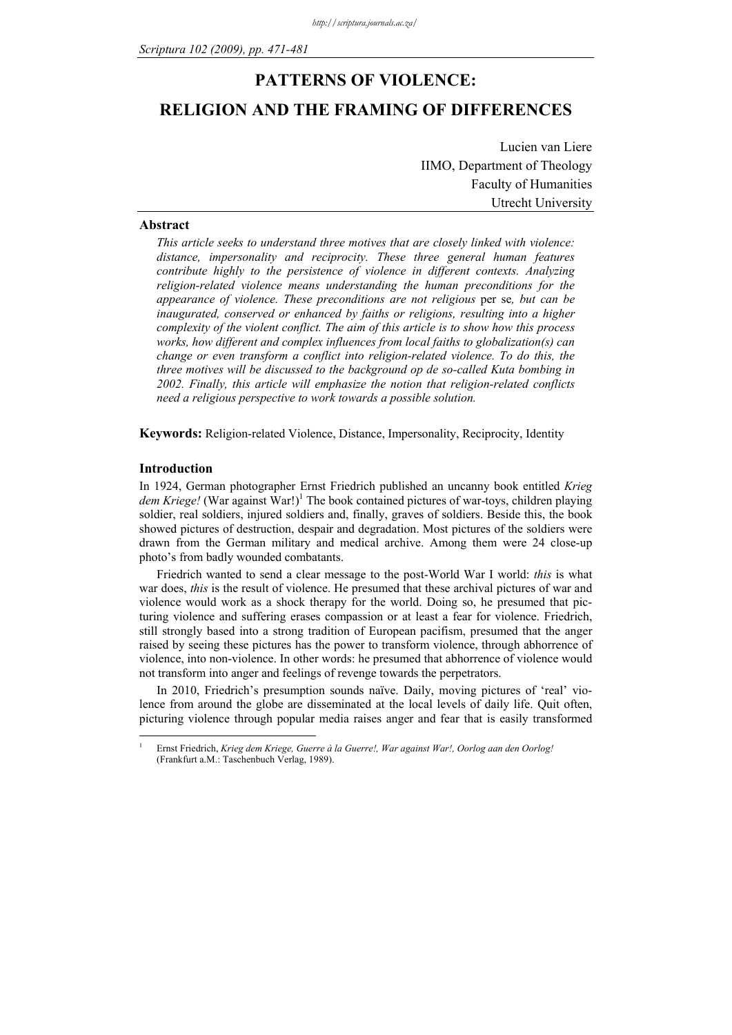# PATTERNS OF VIOLENCE: RELIGION AND THE FRAMING OF DIFFERENCES

Lucien van Liere
IIMO, Department of Theology
Faculty of Humanities
Utrecht University

### Abstract

*This article seeks to understand three motives that are closely linked with violence: distance, impersonality and reciprocity. These three general human features contribute highly to the persistence of violence in different contexts. Analyzing religion-related violence means understanding the human preconditions for the appearance of violence. These preconditions are not religious* per se*, but can be inaugurated, conserved or enhanced by faiths or religions, resulting into a higher complexity of the violent conflict. The aim of this article is to show how this process works, how different and complex influences from local faiths to globalization(s) can change or even transform a conflict into religion-related violence. To do this, the three motives will be discussed to the background op de so-called Kuta bombing in 2002. Finally, this article will emphasize the notion that religion-related conflicts need a religious perspective to work towards a possible solution.*

**Keywords:** Religion-related Violence, Distance, Impersonality, Reciprocity, Identity

### Introduction

In 1924, German photographer Ernst Friedrich published an uncanny book entitled *Krieg dem Kriege!* (War against War!)[1] The book contained pictures of war-toys, children playing soldier, real soldiers, injured soldiers and, finally, graves of soldiers. Beside this, the book showed pictures of destruction, despair and degradation. Most pictures of the soldiers were drawn from the German military and medical archive. Among them were 24 close-up photo's from badly wounded combatants.

Friedrich wanted to send a clear message to the post-World War I world: *this* is what war does, *this* is the result of violence. He presumed that these archival pictures of war and violence would work as a shock therapy for the world. Doing so, he presumed that picturing violence and suffering erases compassion or at least a fear for violence. Friedrich, still strongly based into a strong tradition of European pacifism, presumed that the anger raised by seeing these pictures has the power to transform violence, through abhorrence of violence, into non-violence. In other words: he presumed that abhorrence of violence would not transform into anger and feelings of revenge towards the perpetrators.

In 2010, Friedrich's presumption sounds naïve. Daily, moving pictures of 'real' violence from around the globe are disseminated at the local levels of daily life. Quit often, picturing violence through popular media raises anger and fear that is easily transformed

---

[1] Ernst Friedrich, *Krieg dem Kriege, Guerre à la Guerre!, War against War!, Oorlog aan den Oorlog!* (Frankfurt a.M.: Taschenbuch Verlag, 1989).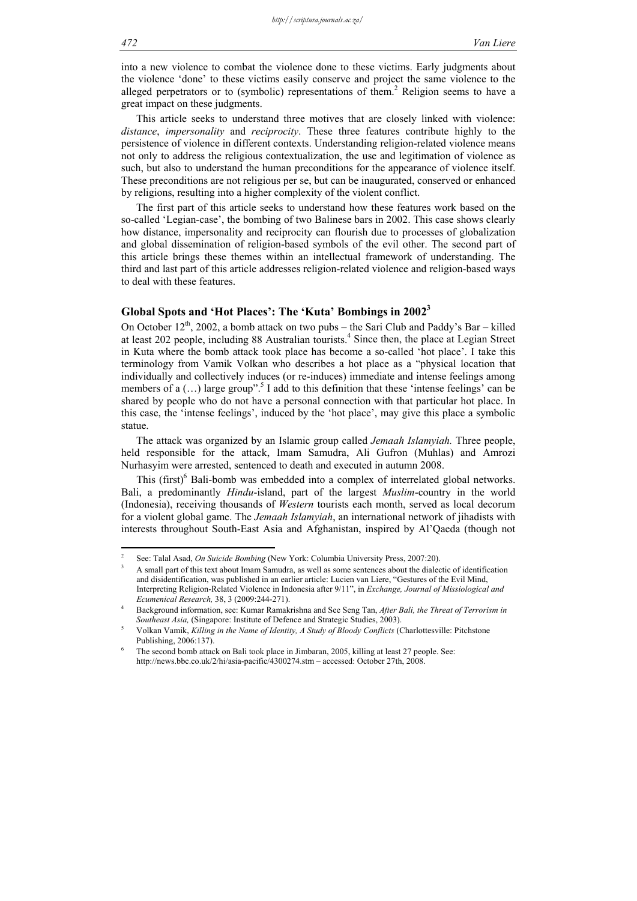into a new violence to combat the violence done to these victims. Early judgments about the violence 'done' to these victims easily conserve and project the same violence to the alleged perpetrators or to (symbolic) representations of them.[2] Religion seems to have a great impact on these judgments.

This article seeks to understand three motives that are closely linked with violence: *distance*, *impersonality* and *reciprocity*. These three features contribute highly to the persistence of violence in different contexts. Understanding religion-related violence means not only to address the religious contextualization, the use and legitimation of violence as such, but also to understand the human preconditions for the appearance of violence itself. These preconditions are not religious per se, but can be inaugurated, conserved or enhanced by religions, resulting into a higher complexity of the violent conflict.

The first part of this article seeks to understand how these features work based on the so-called 'Legian-case', the bombing of two Balinese bars in 2002. This case shows clearly how distance, impersonality and reciprocity can flourish due to processes of globalization and global dissemination of religion-based symbols of the evil other. The second part of this article brings these themes within an intellectual framework of understanding. The third and last part of this article addresses religion-related violence and religion-based ways to deal with these features.

## Global Spots and 'Hot Places': The 'Kuta' Bombings in 2002[3]

On October 12th, 2002, a bomb attack on two pubs – the Sari Club and Paddy's Bar – killed at least 202 people, including 88 Australian tourists.[4] Since then, the place at Legian Street in Kuta where the bomb attack took place has become a so-called 'hot place'. I take this terminology from Vamik Volkan who describes a hot place as a "physical location that individually and collectively induces (or re-induces) immediate and intense feelings among members of a (…) large group".[5] I add to this definition that these 'intense feelings' can be shared by people who do not have a personal connection with that particular hot place. In this case, the 'intense feelings', induced by the 'hot place', may give this place a symbolic statue.

The attack was organized by an Islamic group called *Jemaah Islamyiah.* Three people, held responsible for the attack, Imam Samudra, Ali Gufron (Muhlas) and Amrozi Nurhasyim were arrested, sentenced to death and executed in autumn 2008.

This (first)[6] Bali-bomb was embedded into a complex of interrelated global networks. Bali, a predominantly *Hindu*-island, part of the largest *Muslim*-country in the world (Indonesia), receiving thousands of *Western* tourists each month, served as local decorum for a violent global game. The *Jemaah Islamyiah*, an international network of jihadists with interests throughout South-East Asia and Afghanistan, inspired by Al'Qaeda (though not

---

[2] See: Talal Asad, *On Suicide Bombing* (New York: Columbia University Press, 2007:20).

[3] A small part of this text about Imam Samudra, as well as some sentences about the dialectic of identification and disidentification, was published in an earlier article: Lucien van Liere, "Gestures of the Evil Mind, Interpreting Religion-Related Violence in Indonesia after 9/11", in *Exchange, Journal of Missiological and Ecumenical Research,* 38, 3 (2009:244-271).

[4] Background information, see: Kumar Ramakrishna and See Seng Tan, *After Bali, the Threat of Terrorism in Southeast Asia,* (Singapore: Institute of Defence and Strategic Studies, 2003).

[5] Volkan Vamik, *Killing in the Name of Identity, A Study of Bloody Conflicts* (Charlottesville: Pitchstone Publishing, 2006:137).

[6] The second bomb attack on Bali took place in Jimbaran, 2005, killing at least 27 people. See: http://news.bbc.co.uk/2/hi/asia-pacific/4300274.stm – accessed: October 27th, 2008.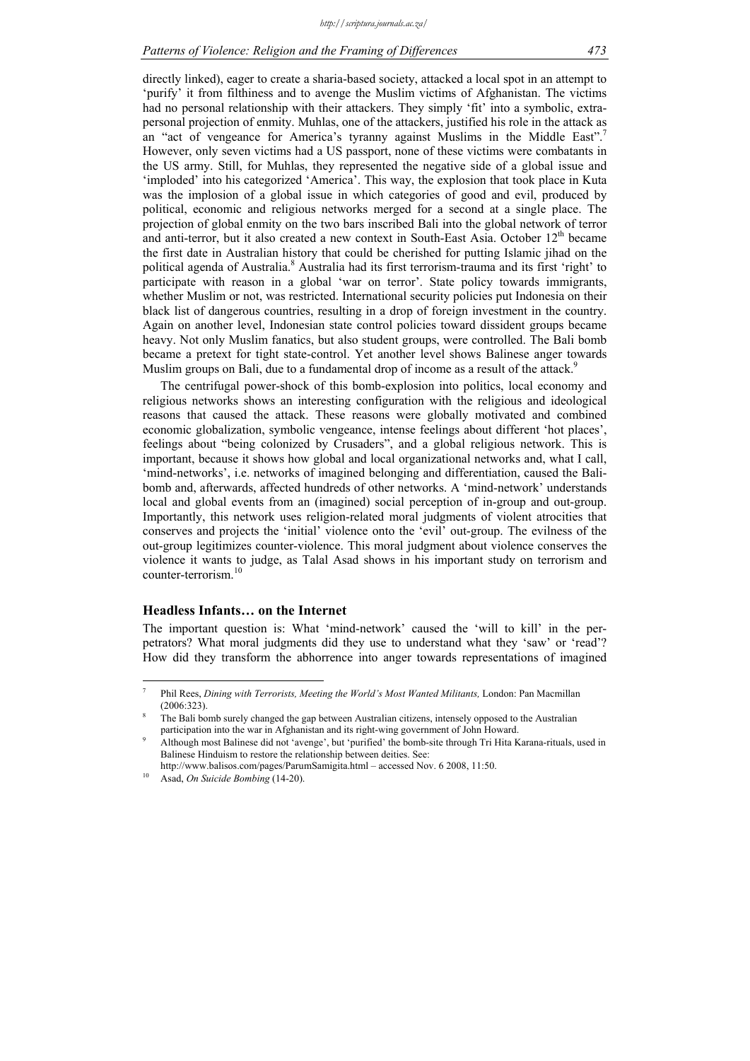directly linked), eager to create a sharia-based society, attacked a local spot in an attempt to 'purify' it from filthiness and to avenge the Muslim victims of Afghanistan. The victims had no personal relationship with their attackers. They simply 'fit' into a symbolic, extra-personal projection of enmity. Muhlas, one of the attackers, justified his role in the attack as an "act of vengeance for America's tyranny against Muslims in the Middle East".[7] However, only seven victims had a US passport, none of these victims were combatants in the US army. Still, for Muhlas, they represented the negative side of a global issue and 'imploded' into his categorized 'America'. This way, the explosion that took place in Kuta was the implosion of a global issue in which categories of good and evil, produced by political, economic and religious networks merged for a second at a single place. The projection of global enmity on the two bars inscribed Bali into the global network of terror and anti-terror, but it also created a new context in South-East Asia. October 12th became the first date in Australian history that could be cherished for putting Islamic jihad on the political agenda of Australia.[8] Australia had its first terrorism-trauma and its first 'right' to participate with reason in a global 'war on terror'. State policy towards immigrants, whether Muslim or not, was restricted. International security policies put Indonesia on their black list of dangerous countries, resulting in a drop of foreign investment in the country. Again on another level, Indonesian state control policies toward dissident groups became heavy. Not only Muslim fanatics, but also student groups, were controlled. The Bali bomb became a pretext for tight state-control. Yet another level shows Balinese anger towards Muslim groups on Bali, due to a fundamental drop of income as a result of the attack.[9]

The centrifugal power-shock of this bomb-explosion into politics, local economy and religious networks shows an interesting configuration with the religious and ideological reasons that caused the attack. These reasons were globally motivated and combined economic globalization, symbolic vengeance, intense feelings about different 'hot places', feelings about "being colonized by Crusaders", and a global religious network. This is important, because it shows how global and local organizational networks and, what I call, 'mind-networks', i.e. networks of imagined belonging and differentiation, caused the Bali-bomb and, afterwards, affected hundreds of other networks. A 'mind-network' understands local and global events from an (imagined) social perception of in-group and out-group. Importantly, this network uses religion-related moral judgments of violent atrocities that conserves and projects the 'initial' violence onto the 'evil' out-group. The evilness of the out-group legitimizes counter-violence. This moral judgment about violence conserves the violence it wants to judge, as Talal Asad shows in his important study on terrorism and counter-terrorism.[10]

## Headless Infants… on the Internet

The important question is: What 'mind-network' caused the 'will to kill' in the perpetrators? What moral judgments did they use to understand what they 'saw' or 'read'? How did they transform the abhorrence into anger towards representations of imagined

---

[7] Phil Rees, *Dining with Terrorists, Meeting the World's Most Wanted Militants,* London: Pan Macmillan (2006:323).

[8] The Bali bomb surely changed the gap between Australian citizens, intensely opposed to the Australian participation into the war in Afghanistan and its right-wing government of John Howard.

[9] Although most Balinese did not 'avenge', but 'purified' the bomb-site through Tri Hita Karana-rituals, used in Balinese Hinduism to restore the relationship between deities. See: http://www.balisos.com/pages/ParumSamigita.html – accessed Nov. 6 2008, 11:50.

[10] Asad, *On Suicide Bombing* (14-20).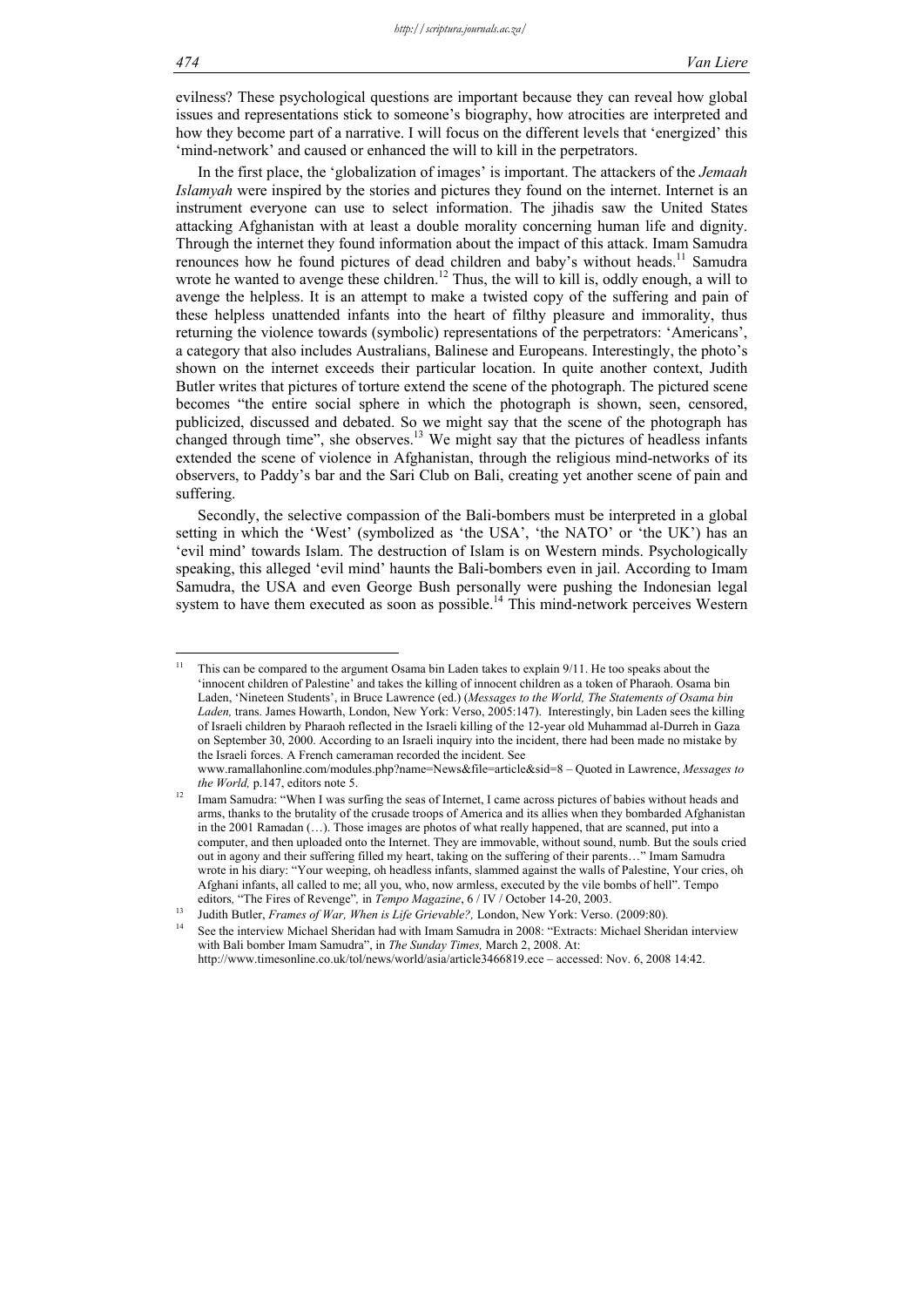evilness? These psychological questions are important because they can reveal how global issues and representations stick to someone's biography, how atrocities are interpreted and how they become part of a narrative. I will focus on the different levels that 'energized' this 'mind-network' and caused or enhanced the will to kill in the perpetrators.

In the first place, the 'globalization of images' is important. The attackers of the *Jemaah Islamyah* were inspired by the stories and pictures they found on the internet. Internet is an instrument everyone can use to select information. The jihadis saw the United States attacking Afghanistan with at least a double morality concerning human life and dignity. Through the internet they found information about the impact of this attack. Imam Samudra renounces how he found pictures of dead children and baby's without heads.[11] Samudra wrote he wanted to avenge these children.[12] Thus, the will to kill is, oddly enough, a will to avenge the helpless. It is an attempt to make a twisted copy of the suffering and pain of these helpless unattended infants into the heart of filthy pleasure and immorality, thus returning the violence towards (symbolic) representations of the perpetrators: 'Americans', a category that also includes Australians, Balinese and Europeans. Interestingly, the photo's shown on the internet exceeds their particular location. In quite another context, Judith Butler writes that pictures of torture extend the scene of the photograph. The pictured scene becomes "the entire social sphere in which the photograph is shown, seen, censored, publicized, discussed and debated. So we might say that the scene of the photograph has changed through time", she observes.[13] We might say that the pictures of headless infants extended the scene of violence in Afghanistan, through the religious mind-networks of its observers, to Paddy's bar and the Sari Club on Bali, creating yet another scene of pain and suffering.

Secondly, the selective compassion of the Bali-bombers must be interpreted in a global setting in which the 'West' (symbolized as 'the USA', 'the NATO' or 'the UK') has an 'evil mind' towards Islam. The destruction of Islam is on Western minds. Psychologically speaking, this alleged 'evil mind' haunts the Bali-bombers even in jail. According to Imam Samudra, the USA and even George Bush personally were pushing the Indonesian legal system to have them executed as soon as possible.[14] This mind-network perceives Western

---

[11] This can be compared to the argument Osama bin Laden takes to explain 9/11. He too speaks about the 'innocent children of Palestine' and takes the killing of innocent children as a token of Pharaoh. Osama bin Laden, 'Nineteen Students', in Bruce Lawrence (ed.) (*Messages to the World, The Statements of Osama bin Laden,* trans. James Howarth, London, New York: Verso, 2005:147). Interestingly, bin Laden sees the killing of Israeli children by Pharaoh reflected in the Israeli killing of the 12-year old Muhammad al-Durreh in Gaza on September 30, 2000. According to an Israeli inquiry into the incident, there had been made no mistake by the Israeli forces. A French cameraman recorded the incident. See www.ramallahonline.com/modules.php?name=News&file=article&sid=8 – Quoted in Lawrence, *Messages to the World,* p.147, editors note 5.

[12] Imam Samudra: "When I was surfing the seas of Internet, I came across pictures of babies without heads and arms, thanks to the brutality of the crusade troops of America and its allies when they bombarded Afghanistan in the 2001 Ramadan (…). Those images are photos of what really happened, that are scanned, put into a computer, and then uploaded onto the Internet. They are immovable, without sound, numb. But the souls cried out in agony and their suffering filled my heart, taking on the suffering of their parents…" Imam Samudra wrote in his diary: "Your weeping, oh headless infants, slammed against the walls of Palestine, Your cries, oh Afghani infants, all called to me; all you, who, now armless, executed by the vile bombs of hell". Tempo editors, "The Fires of Revenge", in *Tempo Magazine*, 6 / IV / October 14-20, 2003.

[13] Judith Butler, *Frames of War, When is Life Grievable?,* London, New York: Verso. (2009:80).

[14] See the interview Michael Sheridan had with Imam Samudra in 2008: "Extracts: Michael Sheridan interview with Bali bomber Imam Samudra", in *The Sunday Times,* March 2, 2008. At: http://www.timesonline.co.uk/tol/news/world/asia/article3466819.ece – accessed: Nov. 6, 2008 14:42.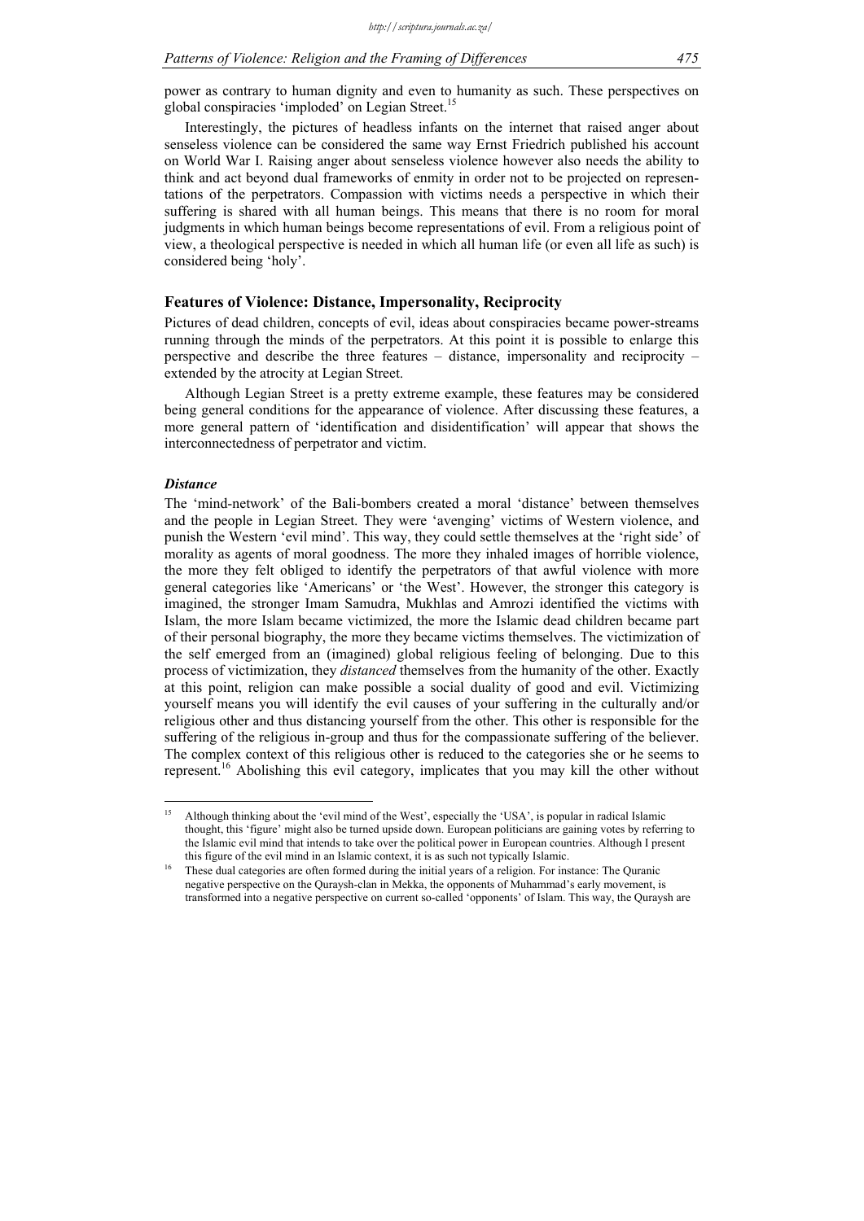power as contrary to human dignity and even to humanity as such. These perspectives on global conspiracies 'imploded' on Legian Street.[15]

Interestingly, the pictures of headless infants on the internet that raised anger about senseless violence can be considered the same way Ernst Friedrich published his account on World War I. Raising anger about senseless violence however also needs the ability to think and act beyond dual frameworks of enmity in order not to be projected on representations of the perpetrators. Compassion with victims needs a perspective in which their suffering is shared with all human beings. This means that there is no room for moral judgments in which human beings become representations of evil. From a religious point of view, a theological perspective is needed in which all human life (or even all life as such) is considered being 'holy'.

## Features of Violence: Distance, Impersonality, Reciprocity

Pictures of dead children, concepts of evil, ideas about conspiracies became power-streams running through the minds of the perpetrators. At this point it is possible to enlarge this perspective and describe the three features – distance, impersonality and reciprocity – extended by the atrocity at Legian Street.

Although Legian Street is a pretty extreme example, these features may be considered being general conditions for the appearance of violence. After discussing these features, a more general pattern of 'identification and disidentification' will appear that shows the interconnectedness of perpetrator and victim.

### *Distance*

The 'mind-network' of the Bali-bombers created a moral 'distance' between themselves and the people in Legian Street. They were 'avenging' victims of Western violence, and punish the Western 'evil mind'. This way, they could settle themselves at the 'right side' of morality as agents of moral goodness. The more they inhaled images of horrible violence, the more they felt obliged to identify the perpetrators of that awful violence with more general categories like 'Americans' or 'the West'. However, the stronger this category is imagined, the stronger Imam Samudra, Mukhlas and Amrozi identified the victims with Islam, the more Islam became victimized, the more the Islamic dead children became part of their personal biography, the more they became victims themselves. The victimization of the self emerged from an (imagined) global religious feeling of belonging. Due to this process of victimization, they *distanced* themselves from the humanity of the other. Exactly at this point, religion can make possible a social duality of good and evil. Victimizing yourself means you will identify the evil causes of your suffering in the culturally and/or religious other and thus distancing yourself from the other. This other is responsible for the suffering of the religious in-group and thus for the compassionate suffering of the believer. The complex context of this religious other is reduced to the categories she or he seems to represent.[16] Abolishing this evil category, implicates that you may kill the other without

---

[15] Although thinking about the 'evil mind of the West', especially the 'USA', is popular in radical Islamic thought, this 'figure' might also be turned upside down. European politicians are gaining votes by referring to the Islamic evil mind that intends to take over the political power in European countries. Although I present this figure of the evil mind in an Islamic context, it is as such not typically Islamic.

[16] These dual categories are often formed during the initial years of a religion. For instance: The Quranic negative perspective on the Quraysh-clan in Mekka, the opponents of Muhammad's early movement, is transformed into a negative perspective on current so-called 'opponents' of Islam. This way, the Quraysh are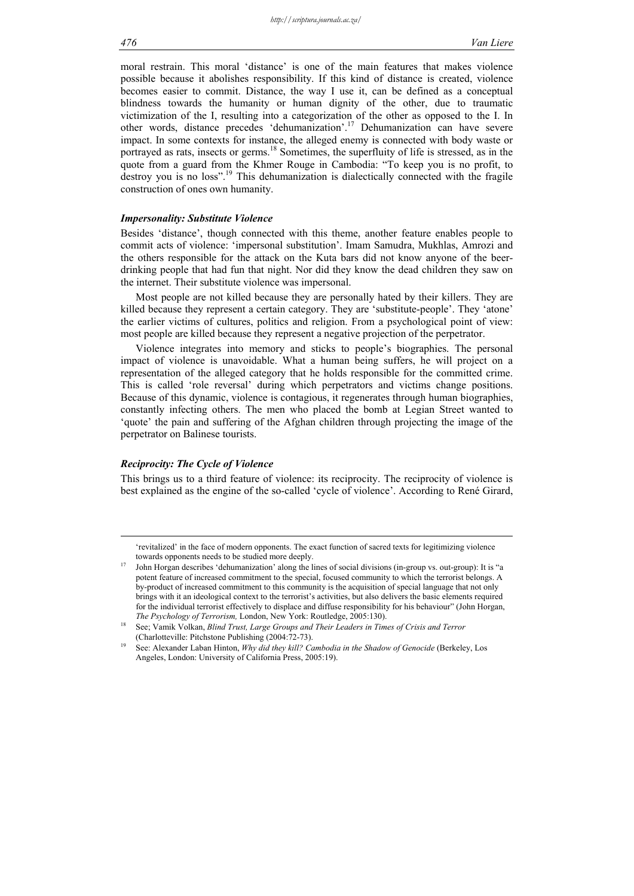moral restrain. This moral 'distance' is one of the main features that makes violence possible because it abolishes responsibility. If this kind of distance is created, violence becomes easier to commit. Distance, the way I use it, can be defined as a conceptual blindness towards the humanity or human dignity of the other, due to traumatic victimization of the I, resulting into a categorization of the other as opposed to the I. In other words, distance precedes 'dehumanization'.[17] Dehumanization can have severe impact. In some contexts for instance, the alleged enemy is connected with body waste or portrayed as rats, insects or germs.[18] Sometimes, the superfluity of life is stressed, as in the quote from a guard from the Khmer Rouge in Cambodia: "To keep you is no profit, to destroy you is no loss".[19] This dehumanization is dialectically connected with the fragile construction of ones own humanity.

### *Impersonality: Substitute Violence*

Besides 'distance', though connected with this theme, another feature enables people to commit acts of violence: 'impersonal substitution'. Imam Samudra, Mukhlas, Amrozi and the others responsible for the attack on the Kuta bars did not know anyone of the beer-drinking people that had fun that night. Nor did they know the dead children they saw on the internet. Their substitute violence was impersonal.

Most people are not killed because they are personally hated by their killers. They are killed because they represent a certain category. They are 'substitute-people'. They 'atone' the earlier victims of cultures, politics and religion. From a psychological point of view: most people are killed because they represent a negative projection of the perpetrator.

Violence integrates into memory and sticks to people's biographies. The personal impact of violence is unavoidable. What a human being suffers, he will project on a representation of the alleged category that he holds responsible for the committed crime. This is called 'role reversal' during which perpetrators and victims change positions. Because of this dynamic, violence is contagious, it regenerates through human biographies, constantly infecting others. The men who placed the bomb at Legian Street wanted to 'quote' the pain and suffering of the Afghan children through projecting the image of the perpetrator on Balinese tourists.

### *Reciprocity: The Cycle of Violence*

This brings us to a third feature of violence: its reciprocity. The reciprocity of violence is best explained as the engine of the so-called 'cycle of violence'. According to René Girard,

---

'revitalized' in the face of modern opponents. The exact function of sacred texts for legitimizing violence towards opponents needs to be studied more deeply.

[17] John Horgan describes 'dehumanization' along the lines of social divisions (in-group vs. out-group): It is "a potent feature of increased commitment to the special, focused community to which the terrorist belongs. A by-product of increased commitment to this community is the acquisition of special language that not only brings with it an ideological context to the terrorist's activities, but also delivers the basic elements required for the individual terrorist effectively to displace and diffuse responsibility for his behaviour" (John Horgan, *The Psychology of Terrorism,* London, New York: Routledge, 2005:130).

[18] See; Vamik Volkan, *Blind Trust, Large Groups and Their Leaders in Times of Crisis and Terror* (Charlotteville: Pitchstone Publishing (2004:72-73).

[19] See: Alexander Laban Hinton, *Why did they kill? Cambodia in the Shadow of Genocide* (Berkeley, Los Angeles, London: University of California Press, 2005:19).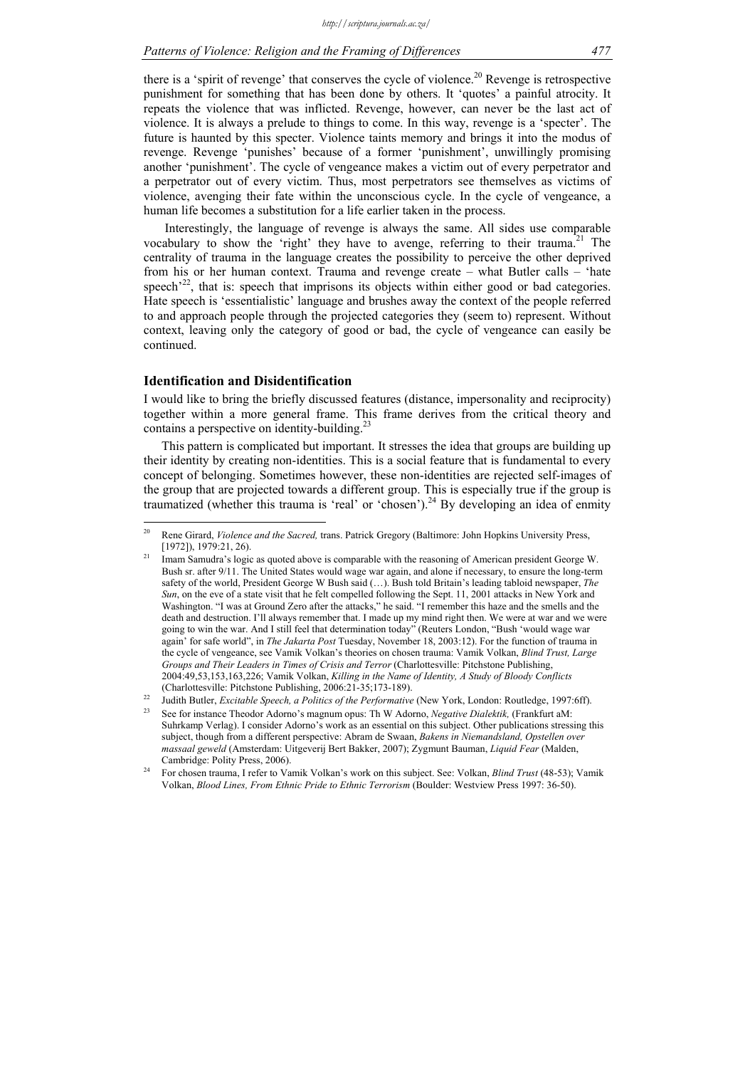there is a 'spirit of revenge' that conserves the cycle of violence.[20] Revenge is retrospective punishment for something that has been done by others. It 'quotes' a painful atrocity. It repeats the violence that was inflicted. Revenge, however, can never be the last act of violence. It is always a prelude to things to come. In this way, revenge is a 'specter'. The future is haunted by this specter. Violence taints memory and brings it into the modus of revenge. Revenge 'punishes' because of a former 'punishment', unwillingly promising another 'punishment'. The cycle of vengeance makes a victim out of every perpetrator and a perpetrator out of every victim. Thus, most perpetrators see themselves as victims of violence, avenging their fate within the unconscious cycle. In the cycle of vengeance, a human life becomes a substitution for a life earlier taken in the process.

Interestingly, the language of revenge is always the same. All sides use comparable vocabulary to show the 'right' they have to avenge, referring to their trauma.[21] The centrality of trauma in the language creates the possibility to perceive the other deprived from his or her human context. Trauma and revenge create – what Butler calls – 'hate speech'[22], that is: speech that imprisons its objects within either good or bad categories. Hate speech is 'essentialistic' language and brushes away the context of the people referred to and approach people through the projected categories they (seem to) represent. Without context, leaving only the category of good or bad, the cycle of vengeance can easily be continued.

## Identification and Disidentification

I would like to bring the briefly discussed features (distance, impersonality and reciprocity) together within a more general frame. This frame derives from the critical theory and contains a perspective on identity-building.[23]

This pattern is complicated but important. It stresses the idea that groups are building up their identity by creating non-identities. This is a social feature that is fundamental to every concept of belonging. Sometimes however, these non-identities are rejected self-images of the group that are projected towards a different group. This is especially true if the group is traumatized (whether this trauma is 'real' or 'chosen').[24] By developing an idea of enmity

---

20 Rene Girard, *Violence and the Sacred,* trans. Patrick Gregory (Baltimore: John Hopkins University Press, [1972]), 1979:21, 26).

21 Imam Samudra's logic as quoted above is comparable with the reasoning of American president George W. Bush sr. after 9/11. The United States would wage war again, and alone if necessary, to ensure the long-term safety of the world, President George W Bush said (…). Bush told Britain's leading tabloid newspaper, *The Sun*, on the eve of a state visit that he felt compelled following the Sept. 11, 2001 attacks in New York and Washington. "I was at Ground Zero after the attacks," he said. "I remember this haze and the smells and the death and destruction. I'll always remember that. I made up my mind right then. We were at war and we were going to win the war. And I still feel that determination today" (Reuters London, "Bush 'would wage war again' for safe world", in *The Jakarta Post* Tuesday, November 18, 2003:12). For the function of trauma in the cycle of vengeance, see Vamik Volkan's theories on chosen trauma: Vamik Volkan, *Blind Trust, Large Groups and Their Leaders in Times of Crisis and Terror* (Charlottesville: Pitchstone Publishing, 2004:49,53,153,163,226; Vamik Volkan, *Killing in the Name of Identity, A Study of Bloody Conflicts* (Charlottesville: Pitchstone Publishing, 2006:21-35;173-189).

22 Judith Butler, *Excitable Speech, a Politics of the Performative* (New York, London: Routledge, 1997:6ff).

23 See for instance Theodor Adorno's magnum opus: Th W Adorno, *Negative Dialektik,* (Frankfurt aM: Suhrkamp Verlag). I consider Adorno's work as an essential on this subject. Other publications stressing this subject, though from a different perspective: Abram de Swaan, *Bakens in Niemandsland, Opstellen over massaal geweld* (Amsterdam: Uitgeverij Bert Bakker, 2007); Zygmunt Bauman, *Liquid Fear* (Malden, Cambridge: Polity Press, 2006).

24 For chosen trauma, I refer to Vamik Volkan's work on this subject. See: Volkan, *Blind Trust* (48-53); Vamik Volkan, *Blood Lines, From Ethnic Pride to Ethnic Terrorism* (Boulder: Westview Press 1997: 36-50).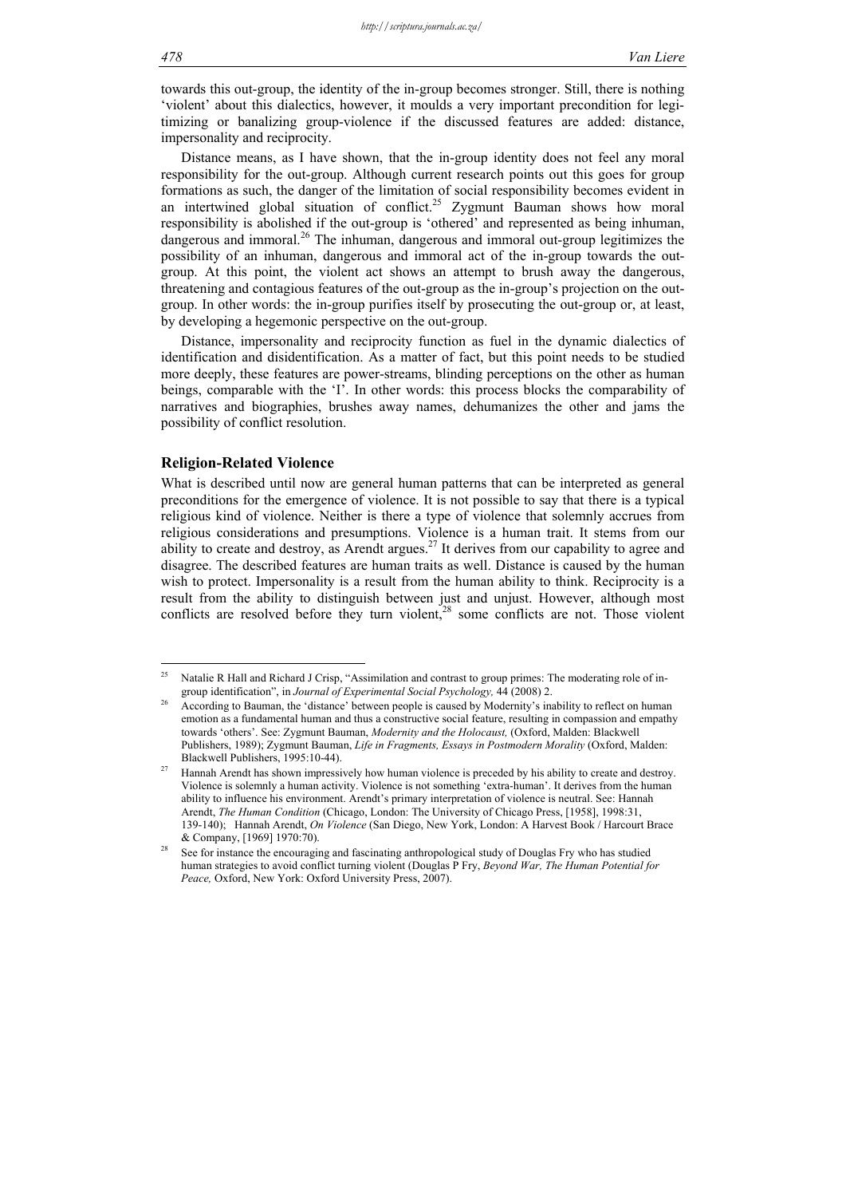towards this out-group, the identity of the in-group becomes stronger. Still, there is nothing 'violent' about this dialectics, however, it moulds a very important precondition for legitimizing or banalizing group-violence if the discussed features are added: distance, impersonality and reciprocity.

Distance means, as I have shown, that the in-group identity does not feel any moral responsibility for the out-group. Although current research points out this goes for group formations as such, the danger of the limitation of social responsibility becomes evident in an intertwined global situation of conflict.[25] Zygmunt Bauman shows how moral responsibility is abolished if the out-group is 'othered' and represented as being inhuman, dangerous and immoral.[26] The inhuman, dangerous and immoral out-group legitimizes the possibility of an inhuman, dangerous and immoral act of the in-group towards the out-group. At this point, the violent act shows an attempt to brush away the dangerous, threatening and contagious features of the out-group as the in-group's projection on the out-group. In other words: the in-group purifies itself by prosecuting the out-group or, at least, by developing a hegemonic perspective on the out-group.

Distance, impersonality and reciprocity function as fuel in the dynamic dialectics of identification and disidentification. As a matter of fact, but this point needs to be studied more deeply, these features are power-streams, blinding perceptions on the other as human beings, comparable with the 'I'. In other words: this process blocks the comparability of narratives and biographies, brushes away names, dehumanizes the other and jams the possibility of conflict resolution.

## Religion-Related Violence

What is described until now are general human patterns that can be interpreted as general preconditions for the emergence of violence. It is not possible to say that there is a typical religious kind of violence. Neither is there a type of violence that solemnly accrues from religious considerations and presumptions. Violence is a human trait. It stems from our ability to create and destroy, as Arendt argues.[27] It derives from our capability to agree and disagree. The described features are human traits as well. Distance is caused by the human wish to protect. Impersonality is a result from the human ability to think. Reciprocity is a result from the ability to distinguish between just and unjust. However, although most conflicts are resolved before they turn violent,[28] some conflicts are not. Those violent

---

[25] Natalie R Hall and Richard J Crisp, "Assimilation and contrast to group primes: The moderating role of in-group identification", in *Journal of Experimental Social Psychology,* 44 (2008) 2.

[26] According to Bauman, the 'distance' between people is caused by Modernity's inability to reflect on human emotion as a fundamental human and thus a constructive social feature, resulting in compassion and empathy towards 'others'. See: Zygmunt Bauman, *Modernity and the Holocaust,* (Oxford, Malden: Blackwell Publishers, 1989); Zygmunt Bauman, *Life in Fragments, Essays in Postmodern Morality* (Oxford, Malden: Blackwell Publishers, 1995:10-44).

[27] Hannah Arendt has shown impressively how human violence is preceded by his ability to create and destroy. Violence is solemnly a human activity. Violence is not something 'extra-human'. It derives from the human ability to influence his environment. Arendt's primary interpretation of violence is neutral. See: Hannah Arendt, *The Human Condition* (Chicago, London: The University of Chicago Press, [1958], 1998:31, 139-140); Hannah Arendt, *On Violence* (San Diego, New York, London: A Harvest Book / Harcourt Brace & Company, [1969] 1970:70).

[28] See for instance the encouraging and fascinating anthropological study of Douglas Fry who has studied human strategies to avoid conflict turning violent (Douglas P Fry, *Beyond War, The Human Potential for Peace,* Oxford, New York: Oxford University Press, 2007).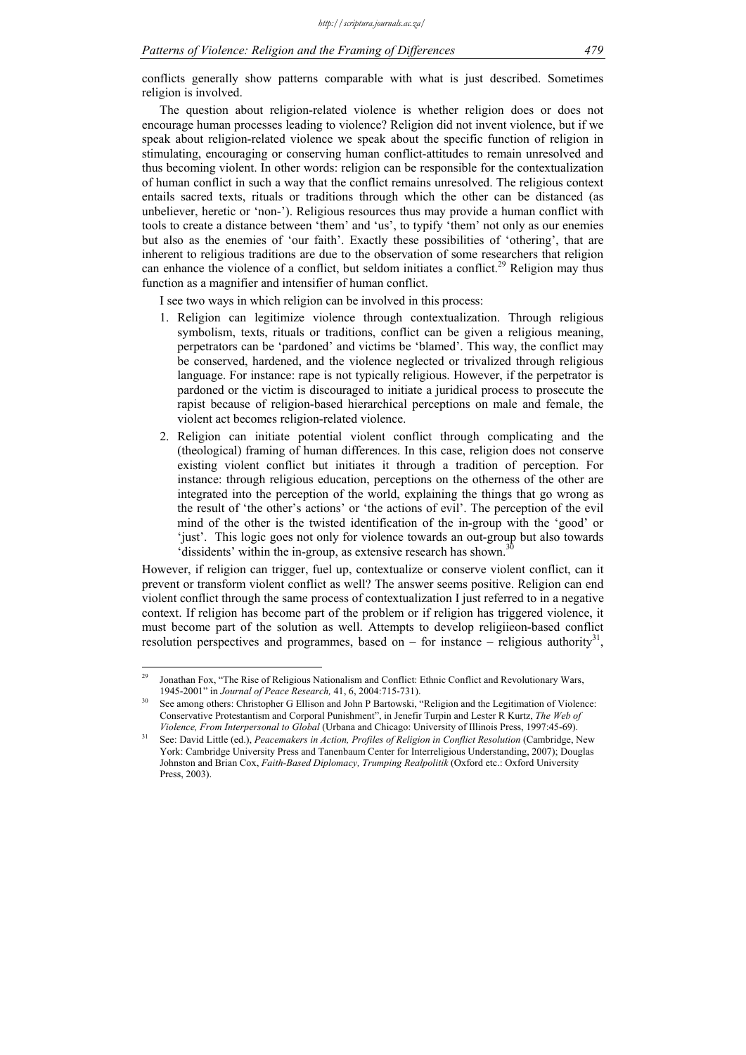conflicts generally show patterns comparable with what is just described. Sometimes religion is involved.

The question about religion-related violence is whether religion does or does not encourage human processes leading to violence? Religion did not invent violence, but if we speak about religion-related violence we speak about the specific function of religion in stimulating, encouraging or conserving human conflict-attitudes to remain unresolved and thus becoming violent. In other words: religion can be responsible for the contextualization of human conflict in such a way that the conflict remains unresolved. The religious context entails sacred texts, rituals or traditions through which the other can be distanced (as unbeliever, heretic or 'non-'). Religious resources thus may provide a human conflict with tools to create a distance between 'them' and 'us', to typify 'them' not only as our enemies but also as the enemies of 'our faith'. Exactly these possibilities of 'othering', that are inherent to religious traditions are due to the observation of some researchers that religion can enhance the violence of a conflict, but seldom initiates a conflict.[29] Religion may thus function as a magnifier and intensifier of human conflict.

I see two ways in which religion can be involved in this process:

1. Religion can legitimize violence through contextualization. Through religious symbolism, texts, rituals or traditions, conflict can be given a religious meaning, perpetrators can be 'pardoned' and victims be 'blamed'. This way, the conflict may be conserved, hardened, and the violence neglected or trivalized through religious language. For instance: rape is not typically religious. However, if the perpetrator is pardoned or the victim is discouraged to initiate a juridical process to prosecute the rapist because of religion-based hierarchical perceptions on male and female, the violent act becomes religion-related violence.
2. Religion can initiate potential violent conflict through complicating and the (theological) framing of human differences. In this case, religion does not conserve existing violent conflict but initiates it through a tradition of perception. For instance: through religious education, perceptions on the otherness of the other are integrated into the perception of the world, explaining the things that go wrong as the result of 'the other's actions' or 'the actions of evil'. The perception of the evil mind of the other is the twisted identification of the in-group with the 'good' or 'just'. This logic goes not only for violence towards an out-group but also towards 'dissidents' within the in-group, as extensive research has shown.[30]

However, if religion can trigger, fuel up, contextualize or conserve violent conflict, can it prevent or transform violent conflict as well? The answer seems positive. Religion can end violent conflict through the same process of contextualization I just referred to in a negative context. If religion has become part of the problem or if religion has triggered violence, it must become part of the solution as well. Attempts to develop religiieon-based conflict resolution perspectives and programmes, based on – for instance – religious authority[31],

---

[29] Jonathan Fox, "The Rise of Religious Nationalism and Conflict: Ethnic Conflict and Revolutionary Wars, 1945-2001" in *Journal of Peace Research,* 41, 6, 2004:715-731).

[30] See among others: Christopher G Ellison and John P Bartowski, "Religion and the Legitimation of Violence: Conservative Protestantism and Corporal Punishment", in Jenefir Turpin and Lester R Kurtz, *The Web of Violence, From Interpersonal to Global* (Urbana and Chicago: University of Illinois Press, 1997:45-69).

[31] See: David Little (ed.), *Peacemakers in Action, Profiles of Religion in Conflict Resolution* (Cambridge, New York: Cambridge University Press and Tanenbaum Center for Interreligious Understanding, 2007); Douglas Johnston and Brian Cox, *Faith-Based Diplomacy, Trumping Realpolitik* (Oxford etc.: Oxford University Press, 2003).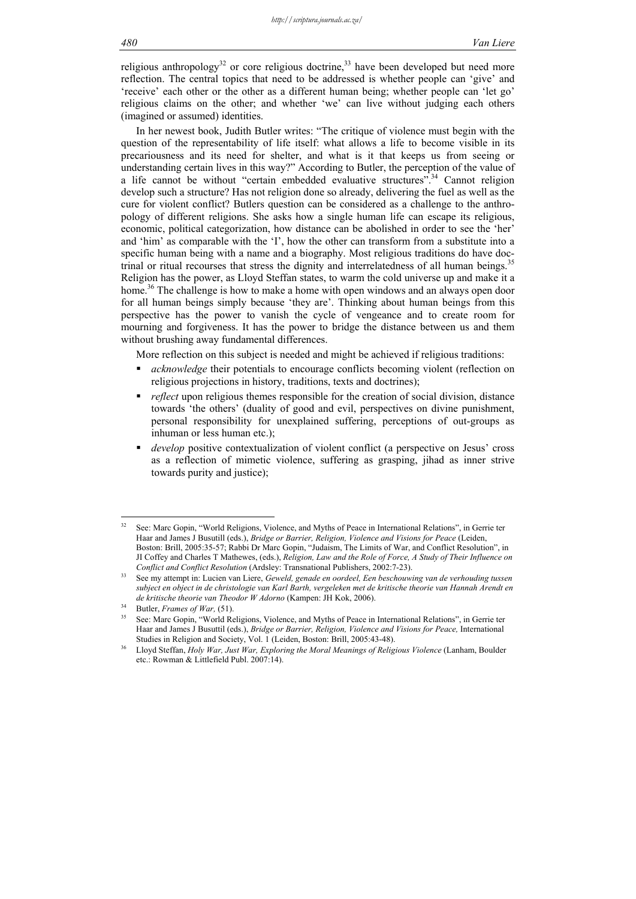religious anthropology[32] or core religious doctrine,[33] have been developed but need more reflection. The central topics that need to be addressed is whether people can 'give' and 'receive' each other or the other as a different human being; whether people can 'let go' religious claims on the other; and whether 'we' can live without judging each others (imagined or assumed) identities.

In her newest book, Judith Butler writes: "The critique of violence must begin with the question of the representability of life itself: what allows a life to become visible in its precariousness and its need for shelter, and what is it that keeps us from seeing or understanding certain lives in this way?" According to Butler, the perception of the value of a life cannot be without "certain embedded evaluative structures".[34] Cannot religion develop such a structure? Has not religion done so already, delivering the fuel as well as the cure for violent conflict? Butlers question can be considered as a challenge to the anthropology of different religions. She asks how a single human life can escape its religious, economic, political categorization, how distance can be abolished in order to see the 'her' and 'him' as comparable with the 'I', how the other can transform from a substitute into a specific human being with a name and a biography. Most religious traditions do have doctrinal or ritual recourses that stress the dignity and interrelatedness of all human beings.[35] Religion has the power, as Lloyd Steffan states, to warm the cold universe up and make it a home.[36] The challenge is how to make a home with open windows and an always open door for all human beings simply because 'they are'. Thinking about human beings from this perspective has the power to vanish the cycle of vengeance and to create room for mourning and forgiveness. It has the power to bridge the distance between us and them without brushing away fundamental differences.

More reflection on this subject is needed and might be achieved if religious traditions:

- *acknowledge* their potentials to encourage conflicts becoming violent (reflection on religious projections in history, traditions, texts and doctrines);
- *reflect* upon religious themes responsible for the creation of social division, distance towards 'the others' (duality of good and evil, perspectives on divine punishment, personal responsibility for unexplained suffering, perceptions of out-groups as inhuman or less human etc.);
- *develop* positive contextualization of violent conflict (a perspective on Jesus' cross as a reflection of mimetic violence, suffering as grasping, jihad as inner strive towards purity and justice);

---

[32] See: Marc Gopin, "World Religions, Violence, and Myths of Peace in International Relations", in Gerrie ter Haar and James J Busutill (eds.), *Bridge or Barrier, Religion, Violence and Visions for Peace* (Leiden, Boston: Brill, 2005:35-57; Rabbi Dr Marc Gopin, "Judaism, The Limits of War, and Conflict Resolution", in JI Coffey and Charles T Mathewes, (eds.), *Religion, Law and the Role of Force, A Study of Their Influence on Conflict and Conflict Resolution* (Ardsley: Transnational Publishers, 2002:7-23).

[33] See my attempt in: Lucien van Liere, *Geweld, genade en oordeel, Een beschouwing van de verhouding tussen subject en object in de christologie van Karl Barth, vergeleken met de kritische theorie van Hannah Arendt en de kritische theorie van Theodor W Adorno* (Kampen: JH Kok, 2006).

[34] Butler, *Frames of War,* (51).

[35] See: Marc Gopin, "World Religions, Violence, and Myths of Peace in International Relations", in Gerrie ter Haar and James J Busutill (eds.), *Bridge or Barrier, Religion, Violence and Visions for Peace,* International Studies in Religion and Society, Vol. 1 (Leiden, Boston: Brill, 2005:43-48).

[36] Lloyd Steffan, *Holy War, Just War, Exploring the Moral Meanings of Religious Violence* (Lanham, Boulder etc.: Rowman & Littlefield Publ. 2007:14).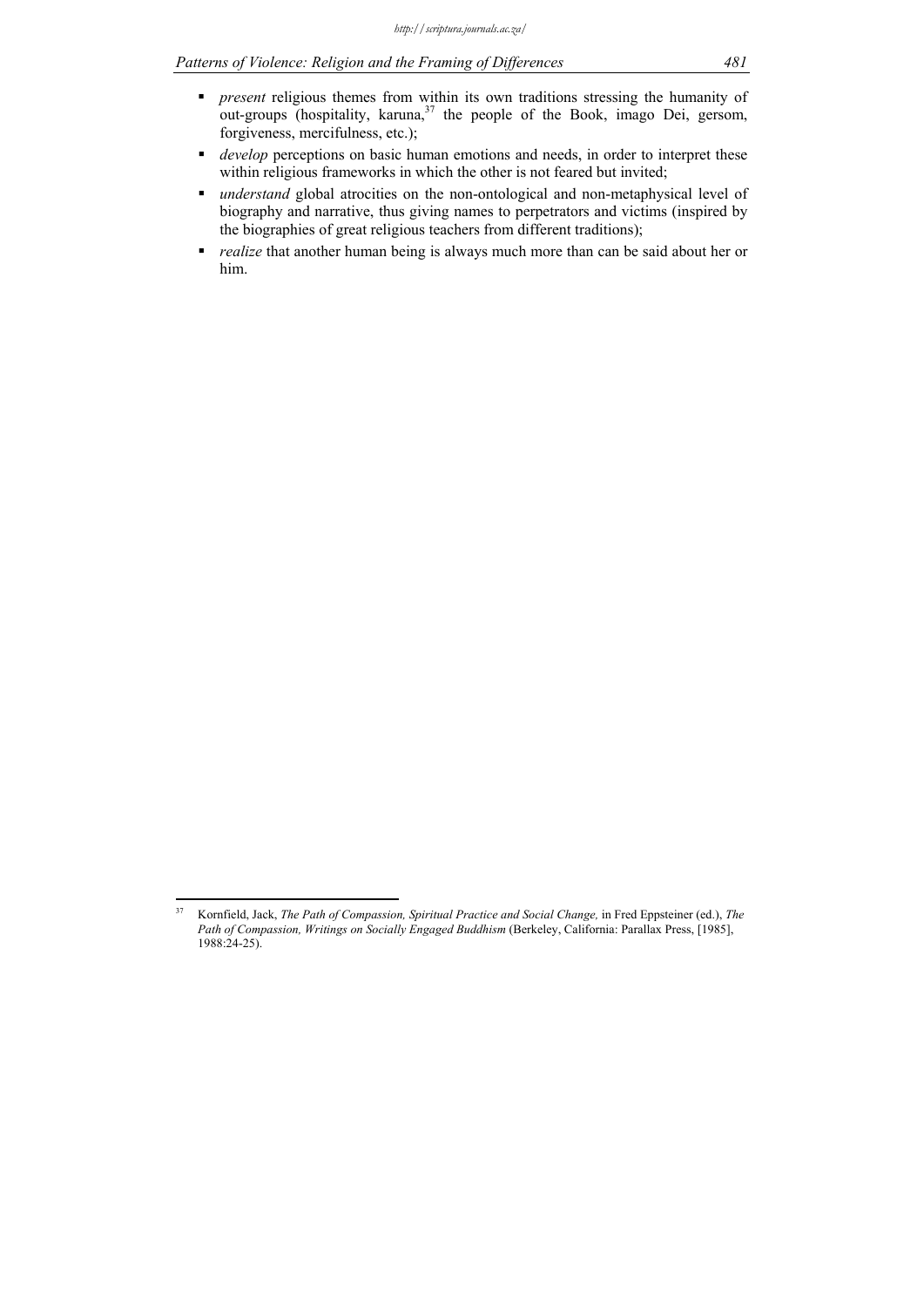- *present* religious themes from within its own traditions stressing the humanity of out-groups (hospitality, karuna,[37] the people of the Book, imago Dei, gersom, forgiveness, mercifulness, etc.);
- *develop* perceptions on basic human emotions and needs, in order to interpret these within religious frameworks in which the other is not feared but invited;
- *understand* global atrocities on the non-ontological and non-metaphysical level of biography and narrative, thus giving names to perpetrators and victims (inspired by the biographies of great religious teachers from different traditions);
- *realize* that another human being is always much more than can be said about her or him.

---

[37] Kornfield, Jack, *The Path of Compassion, Spiritual Practice and Social Change,* in Fred Eppsteiner (ed.), *The Path of Compassion, Writings on Socially Engaged Buddhism* (Berkeley, California: Parallax Press, [1985], 1988:24-25).